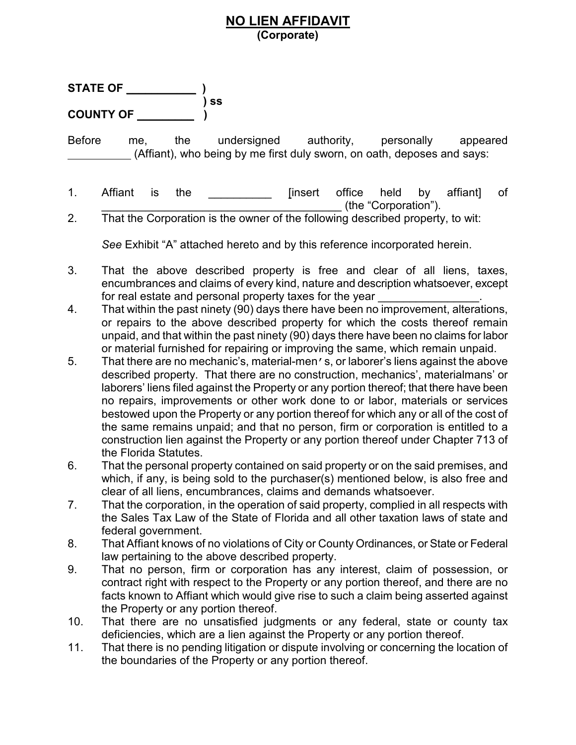# NO LIEN AFFIDAVIT
**(Corporate)**

**STATE OF ___________ )**
**) ss**
**COUNTY OF _________ )**

Before me, the undersigned authority, personally appeared __________ (Affiant), who being by me first duly sworn, on oath, deposes and says:

1. Affiant is the __________ [insert office held by affiant] of ________________________________________ (the "Corporation").
2. That the Corporation is the owner of the following described property, to wit:

   *See* Exhibit "A" attached hereto and by this reference incorporated herein.

3. That the above described property is free and clear of all liens, taxes, encumbrances and claims of every kind, nature and description whatsoever, except for real estate and personal property taxes for the year _______________.
4. That within the past ninety (90) days there have been no improvement, alterations, or repairs to the above described property for which the costs thereof remain unpaid, and that within the past ninety (90) days there have been no claims for labor or material furnished for repairing or improving the same, which remain unpaid.
5. That there are no mechanic's, material-men′s, or laborer's liens against the above described property. That there are no construction, mechanics', materialmans' or laborers' liens filed against the Property or any portion thereof; that there have been no repairs, improvements or other work done to or labor, materials or services bestowed upon the Property or any portion thereof for which any or all of the cost of the same remains unpaid; and that no person, firm or corporation is entitled to a construction lien against the Property or any portion thereof under Chapter 713 of the Florida Statutes.
6. That the personal property contained on said property or on the said premises, and which, if any, is being sold to the purchaser(s) mentioned below, is also free and clear of all liens, encumbrances, claims and demands whatsoever.
7. That the corporation, in the operation of said property, complied in all respects with the Sales Tax Law of the State of Florida and all other taxation laws of state and federal government.
8. That Affiant knows of no violations of City or County Ordinances, or State or Federal law pertaining to the above described property.
9. That no person, firm or corporation has any interest, claim of possession, or contract right with respect to the Property or any portion thereof, and there are no facts known to Affiant which would give rise to such a claim being asserted against the Property or any portion thereof.
10. That there are no unsatisfied judgments or any federal, state or county tax deficiencies, which are a lien against the Property or any portion thereof.
11. That there is no pending litigation or dispute involving or concerning the location of the boundaries of the Property or any portion thereof.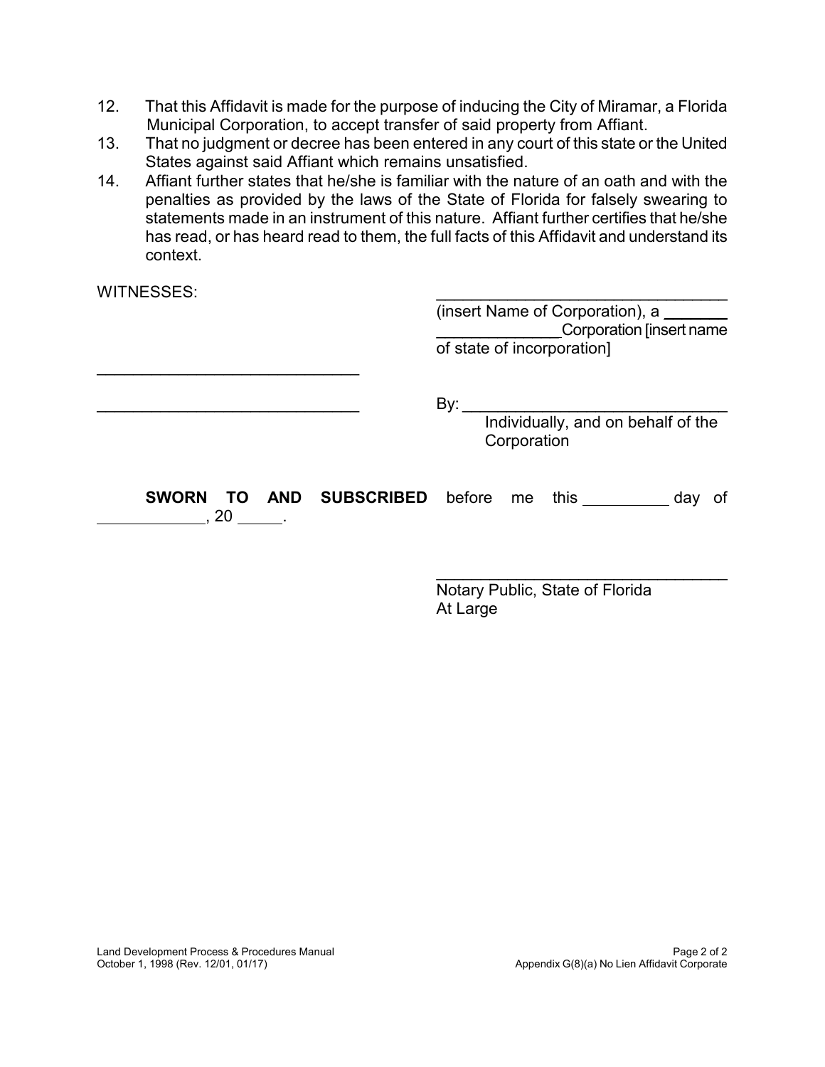12. That this Affidavit is made for the purpose of inducing the City of Miramar, a Florida Municipal Corporation, to accept transfer of said property from Affiant.
13. That no judgment or decree has been entered in any court of this state or the United States against said Affiant which remains unsatisfied.
14. Affiant further states that he/she is familiar with the nature of an oath and with the penalties as provided by the laws of the State of Florida for falsely swearing to statements made in an instrument of this nature. Affiant further certifies that he/she has read, or has heard read to them, the full facts of this Affidavit and understand its context.

WITNESSES:

_________________________________
(insert Name of Corporation), a _______ ____________Corporation [insert name of state of incorporation]

_____________________________

_____________________________

By: _____________________________
Individually, and on behalf of the Corporation

**SWORN TO AND SUBSCRIBED** before me this __________ day of ____________, 20 _____.

_________________________________
Notary Public, State of Florida
At Large

Land Development Process & Procedures Manual
October 1, 1998 (Rev. 12/01, 01/17)

Appendix G(8)(a) No Lien Affidavit Corporate